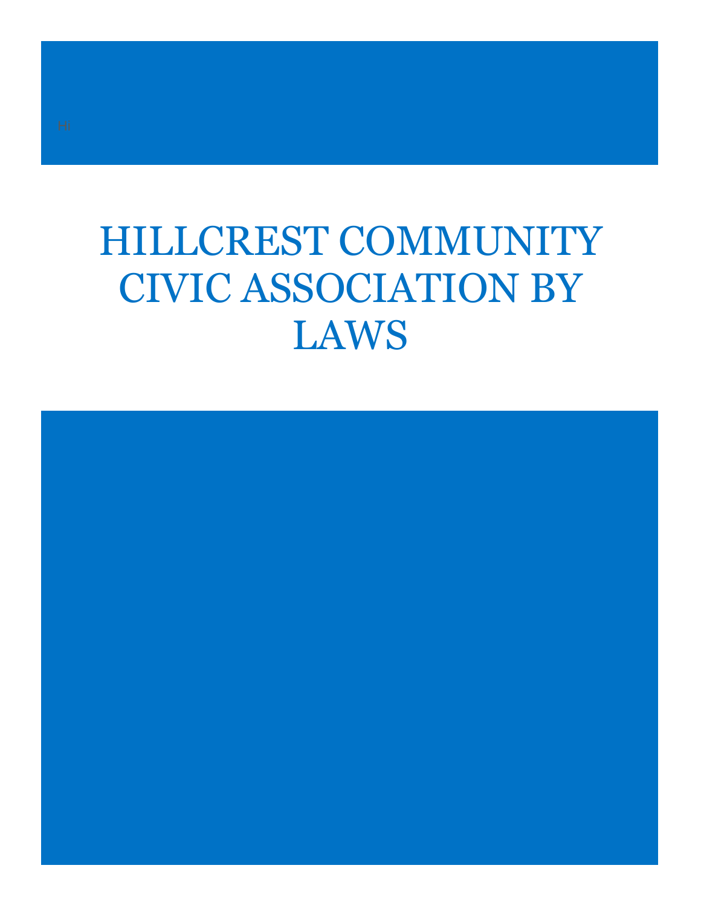Hi

# HILLCREST COMMUNITY CIVIC ASSOCIATION BY LAWS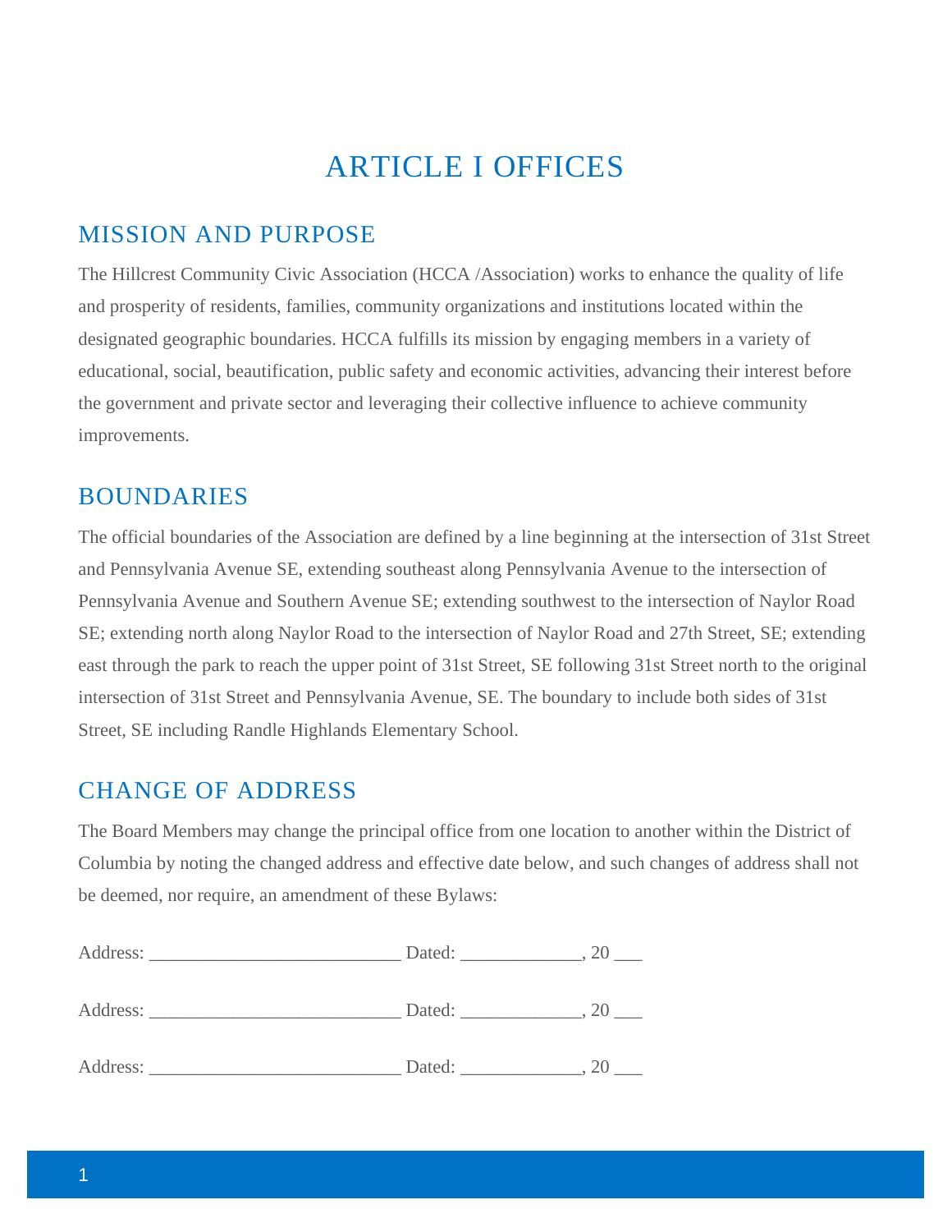# ARTICLE I OFFICES

## MISSION AND PURPOSE

The Hillcrest Community Civic Association (HCCA /Association) works to enhance the quality of life and prosperity of residents, families, community organizations and institutions located within the designated geographic boundaries. HCCA fulfills its mission by engaging members in a variety of educational, social, beautification, public safety and economic activities, advancing their interest before the government and private sector and leveraging their collective influence to achieve community improvements.

## BOUNDARIES

The official boundaries of the Association are defined by a line beginning at the intersection of 31st Street and Pennsylvania Avenue SE, extending southeast along Pennsylvania Avenue to the intersection of Pennsylvania Avenue and Southern Avenue SE; extending southwest to the intersection of Naylor Road SE; extending north along Naylor Road to the intersection of Naylor Road and 27th Street, SE; extending east through the park to reach the upper point of 31st Street, SE following 31st Street north to the original intersection of 31st Street and Pennsylvania Avenue, SE. The boundary to include both sides of 31st Street, SE including Randle Highlands Elementary School.

## CHANGE OF ADDRESS

The Board Members may change the principal office from one location to another within the District of Columbia by noting the changed address and effective date below, and such changes of address shall not be deemed, nor require, an amendment of these Bylaws:

Address: ___________________________ Dated: _____________, 20 ___

Address: ___________________________ Dated: _____________, 20 ___

Address: ___________________________ Dated: _____________, 20 ___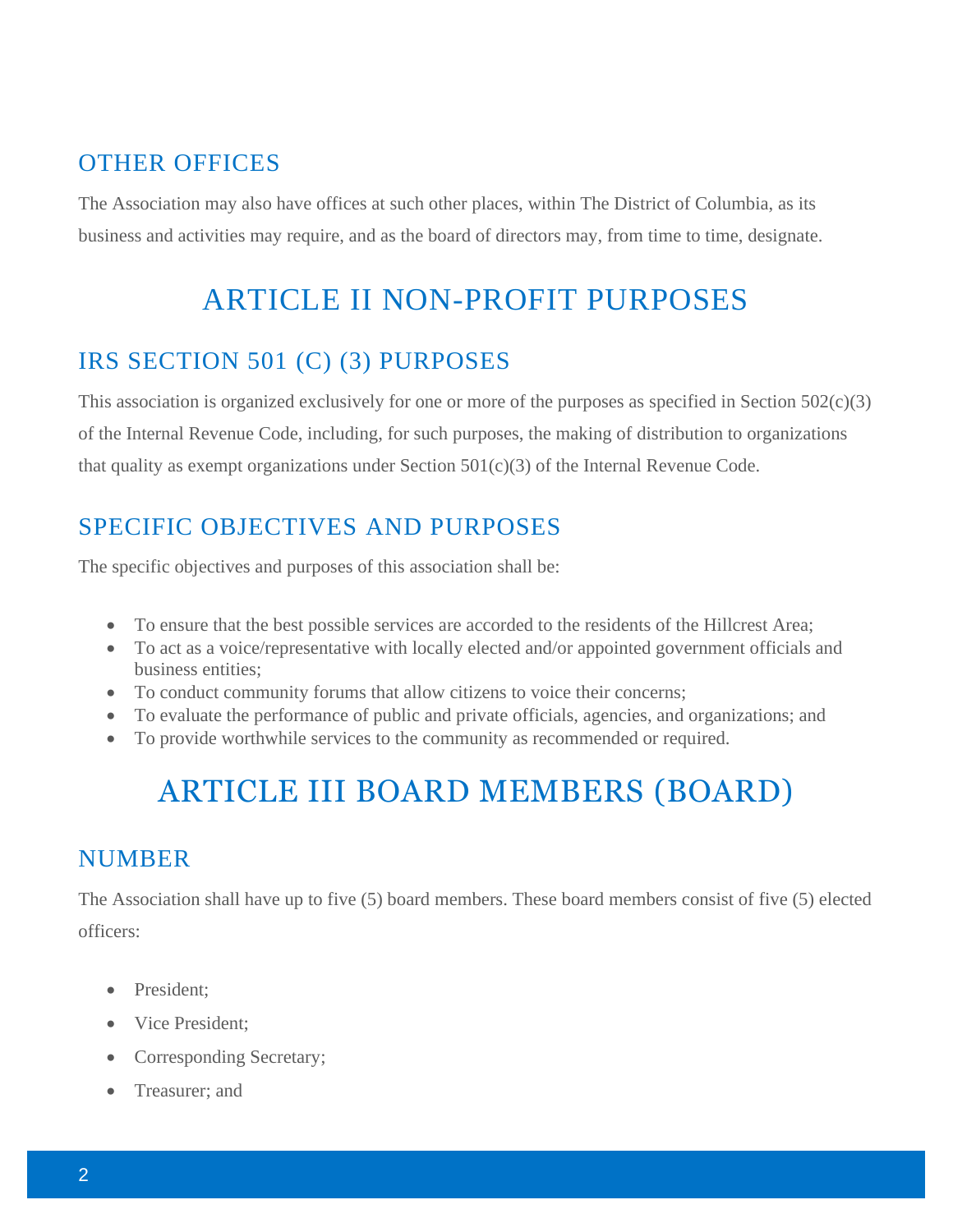## OTHER OFFICES

The Association may also have offices at such other places, within The District of Columbia, as its business and activities may require, and as the board of directors may, from time to time, designate.

# ARTICLE II NON-PROFIT PURPOSES

## IRS SECTION 501 (C) (3) PURPOSES

This association is organized exclusively for one or more of the purposes as specified in Section 502(c)(3) of the Internal Revenue Code, including, for such purposes, the making of distribution to organizations that quality as exempt organizations under Section 501(c)(3) of the Internal Revenue Code.

## SPECIFIC OBJECTIVES AND PURPOSES

The specific objectives and purposes of this association shall be:

- To ensure that the best possible services are accorded to the residents of the Hillcrest Area;
- To act as a voice/representative with locally elected and/or appointed government officials and business entities;
- To conduct community forums that allow citizens to voice their concerns;
- To evaluate the performance of public and private officials, agencies, and organizations; and
- To provide worthwhile services to the community as recommended or required.

# ARTICLE III BOARD MEMBERS (BOARD)

## NUMBER

The Association shall have up to five (5) board members. These board members consist of five (5) elected officers:

- President;
- Vice President;
- Corresponding Secretary;
- Treasurer; and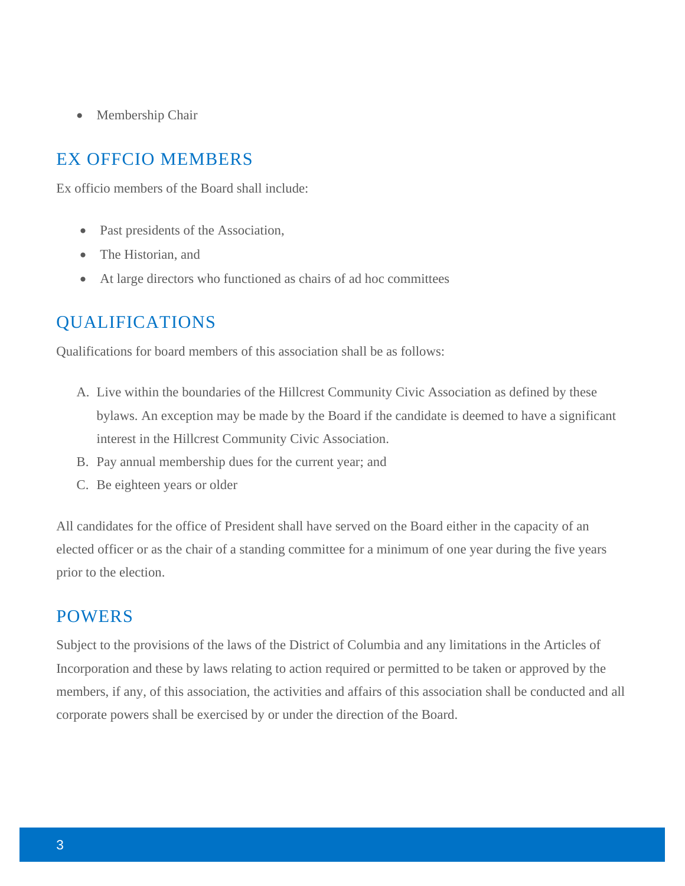- Membership Chair

## EX OFFCIO MEMBERS

Ex officio members of the Board shall include:

- Past presidents of the Association,
- The Historian, and
- At large directors who functioned as chairs of ad hoc committees

## QUALIFICATIONS

Qualifications for board members of this association shall be as follows:

A. Live within the boundaries of the Hillcrest Community Civic Association as defined by these bylaws. An exception may be made by the Board if the candidate is deemed to have a significant interest in the Hillcrest Community Civic Association.
B. Pay annual membership dues for the current year; and
C. Be eighteen years or older

All candidates for the office of President shall have served on the Board either in the capacity of an elected officer or as the chair of a standing committee for a minimum of one year during the five years prior to the election.

## POWERS

Subject to the provisions of the laws of the District of Columbia and any limitations in the Articles of Incorporation and these by laws relating to action required or permitted to be taken or approved by the members, if any, of this association, the activities and affairs of this association shall be conducted and all corporate powers shall be exercised by or under the direction of the Board.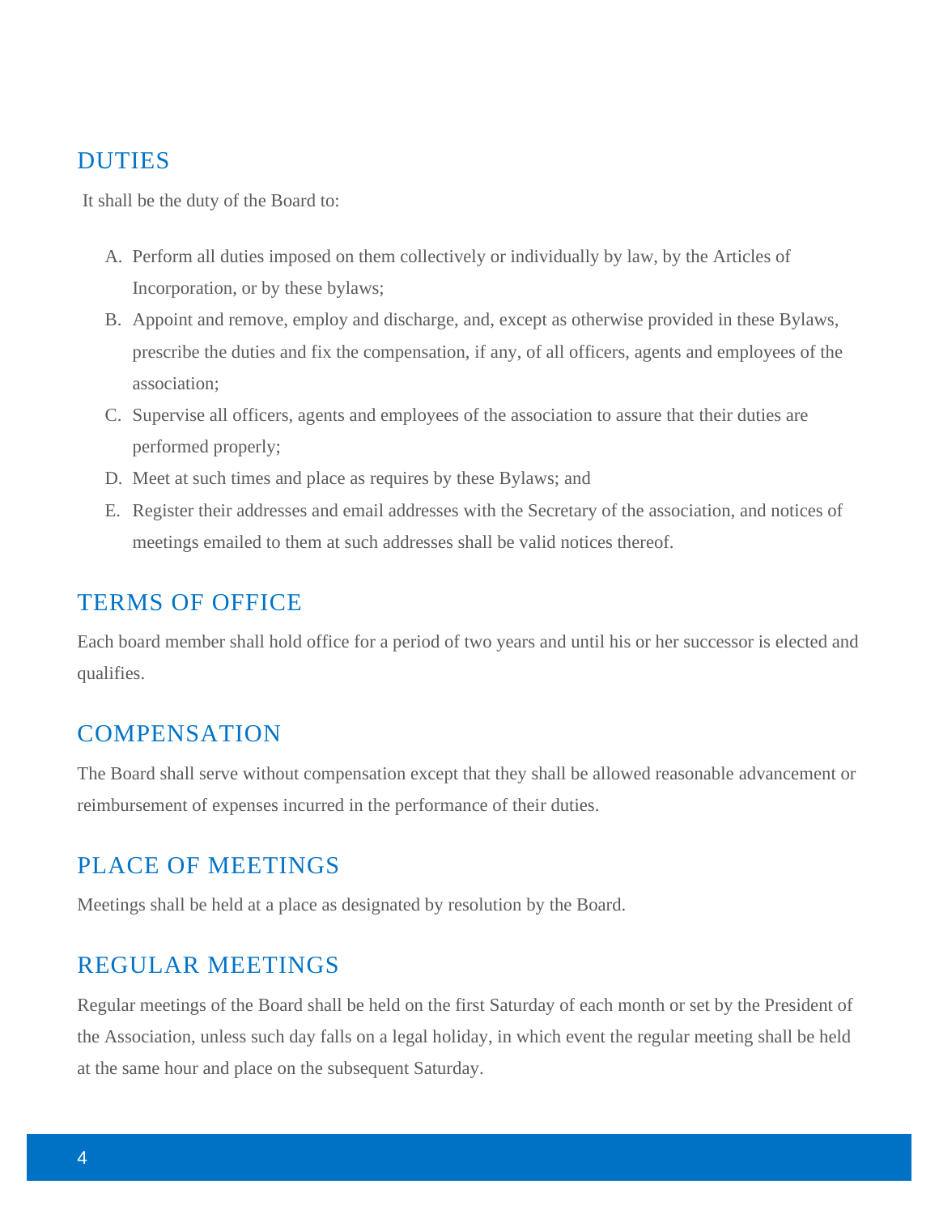## DUTIES

It shall be the duty of the Board to:

A. Perform all duties imposed on them collectively or individually by law, by the Articles of Incorporation, or by these bylaws;
B. Appoint and remove, employ and discharge, and, except as otherwise provided in these Bylaws, prescribe the duties and fix the compensation, if any, of all officers, agents and employees of the association;
C. Supervise all officers, agents and employees of the association to assure that their duties are performed properly;
D. Meet at such times and place as requires by these Bylaws; and
E. Register their addresses and email addresses with the Secretary of the association, and notices of meetings emailed to them at such addresses shall be valid notices thereof.

## TERMS OF OFFICE

Each board member shall hold office for a period of two years and until his or her successor is elected and qualifies.

## COMPENSATION

The Board shall serve without compensation except that they shall be allowed reasonable advancement or reimbursement of expenses incurred in the performance of their duties.

## PLACE OF MEETINGS

Meetings shall be held at a place as designated by resolution by the Board.

## REGULAR MEETINGS

Regular meetings of the Board shall be held on the first Saturday of each month or set by the President of the Association, unless such day falls on a legal holiday, in which event the regular meeting shall be held at the same hour and place on the subsequent Saturday.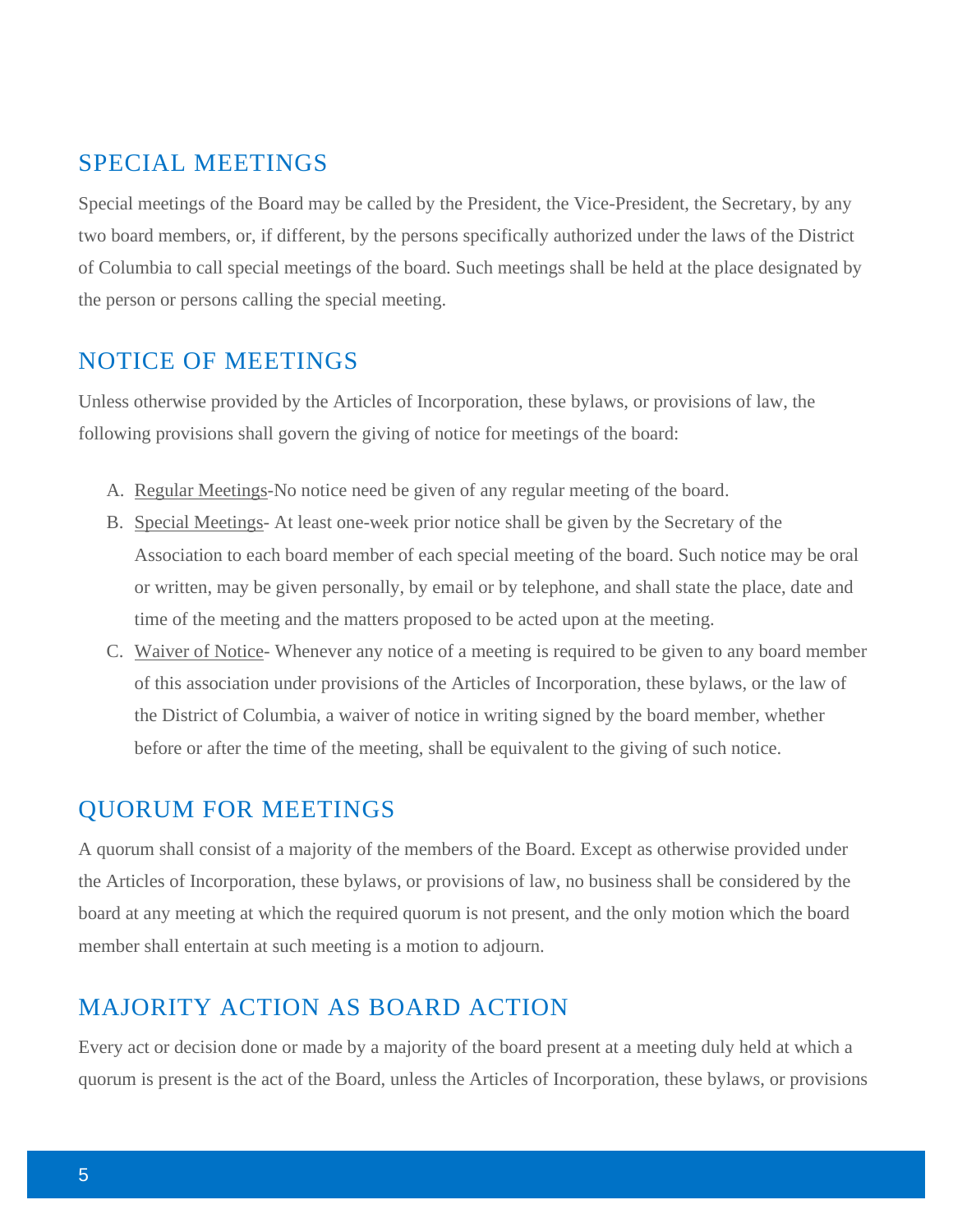## SPECIAL MEETINGS

Special meetings of the Board may be called by the President, the Vice-President, the Secretary, by any two board members, or, if different, by the persons specifically authorized under the laws of the District of Columbia to call special meetings of the board. Such meetings shall be held at the place designated by the person or persons calling the special meeting.

## NOTICE OF MEETINGS

Unless otherwise provided by the Articles of Incorporation, these bylaws, or provisions of law, the following provisions shall govern the giving of notice for meetings of the board:

A. Regular Meetings-No notice need be given of any regular meeting of the board.
B. Special Meetings- At least one-week prior notice shall be given by the Secretary of the Association to each board member of each special meeting of the board. Such notice may be oral or written, may be given personally, by email or by telephone, and shall state the place, date and time of the meeting and the matters proposed to be acted upon at the meeting.
C. Waiver of Notice- Whenever any notice of a meeting is required to be given to any board member of this association under provisions of the Articles of Incorporation, these bylaws, or the law of the District of Columbia, a waiver of notice in writing signed by the board member, whether before or after the time of the meeting, shall be equivalent to the giving of such notice.

## QUORUM FOR MEETINGS

A quorum shall consist of a majority of the members of the Board. Except as otherwise provided under the Articles of Incorporation, these bylaws, or provisions of law, no business shall be considered by the board at any meeting at which the required quorum is not present, and the only motion which the board member shall entertain at such meeting is a motion to adjourn.

## MAJORITY ACTION AS BOARD ACTION

Every act or decision done or made by a majority of the board present at a meeting duly held at which a quorum is present is the act of the Board, unless the Articles of Incorporation, these bylaws, or provisions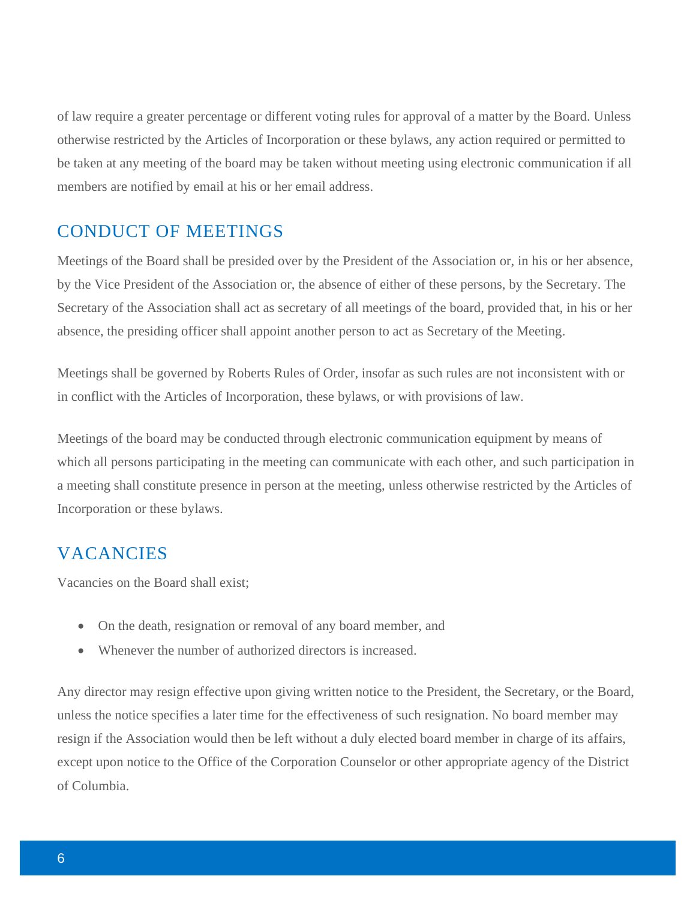of law require a greater percentage or different voting rules for approval of a matter by the Board. Unless otherwise restricted by the Articles of Incorporation or these bylaws, any action required or permitted to be taken at any meeting of the board may be taken without meeting using electronic communication if all members are notified by email at his or her email address.

## CONDUCT OF MEETINGS

Meetings of the Board shall be presided over by the President of the Association or, in his or her absence, by the Vice President of the Association or, the absence of either of these persons, by the Secretary. The Secretary of the Association shall act as secretary of all meetings of the board, provided that, in his or her absence, the presiding officer shall appoint another person to act as Secretary of the Meeting.

Meetings shall be governed by Roberts Rules of Order, insofar as such rules are not inconsistent with or in conflict with the Articles of Incorporation, these bylaws, or with provisions of law.

Meetings of the board may be conducted through electronic communication equipment by means of which all persons participating in the meeting can communicate with each other, and such participation in a meeting shall constitute presence in person at the meeting, unless otherwise restricted by the Articles of Incorporation or these bylaws.

## VACANCIES

Vacancies on the Board shall exist;

- On the death, resignation or removal of any board member, and
- Whenever the number of authorized directors is increased.

Any director may resign effective upon giving written notice to the President, the Secretary, or the Board, unless the notice specifies a later time for the effectiveness of such resignation. No board member may resign if the Association would then be left without a duly elected board member in charge of its affairs, except upon notice to the Office of the Corporation Counselor or other appropriate agency of the District of Columbia.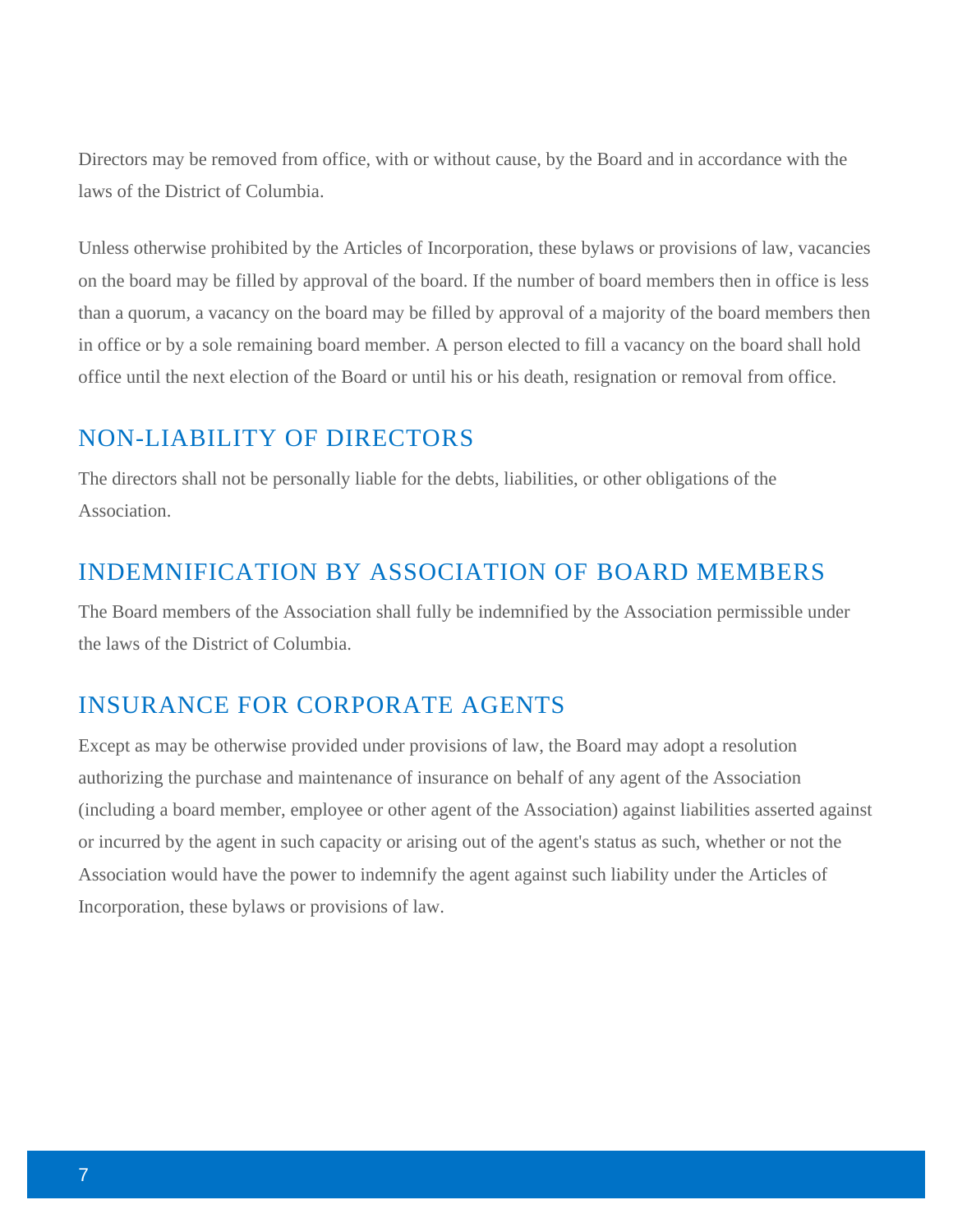Directors may be removed from office, with or without cause, by the Board and in accordance with the laws of the District of Columbia.

Unless otherwise prohibited by the Articles of Incorporation, these bylaws or provisions of law, vacancies on the board may be filled by approval of the board. If the number of board members then in office is less than a quorum, a vacancy on the board may be filled by approval of a majority of the board members then in office or by a sole remaining board member. A person elected to fill a vacancy on the board shall hold office until the next election of the Board or until his or his death, resignation or removal from office.

## NON-LIABILITY OF DIRECTORS

The directors shall not be personally liable for the debts, liabilities, or other obligations of the Association.

## INDEMNIFICATION BY ASSOCIATION OF BOARD MEMBERS

The Board members of the Association shall fully be indemnified by the Association permissible under the laws of the District of Columbia.

## INSURANCE FOR CORPORATE AGENTS

Except as may be otherwise provided under provisions of law, the Board may adopt a resolution authorizing the purchase and maintenance of insurance on behalf of any agent of the Association (including a board member, employee or other agent of the Association) against liabilities asserted against or incurred by the agent in such capacity or arising out of the agent's status as such, whether or not the Association would have the power to indemnify the agent against such liability under the Articles of Incorporation, these bylaws or provisions of law.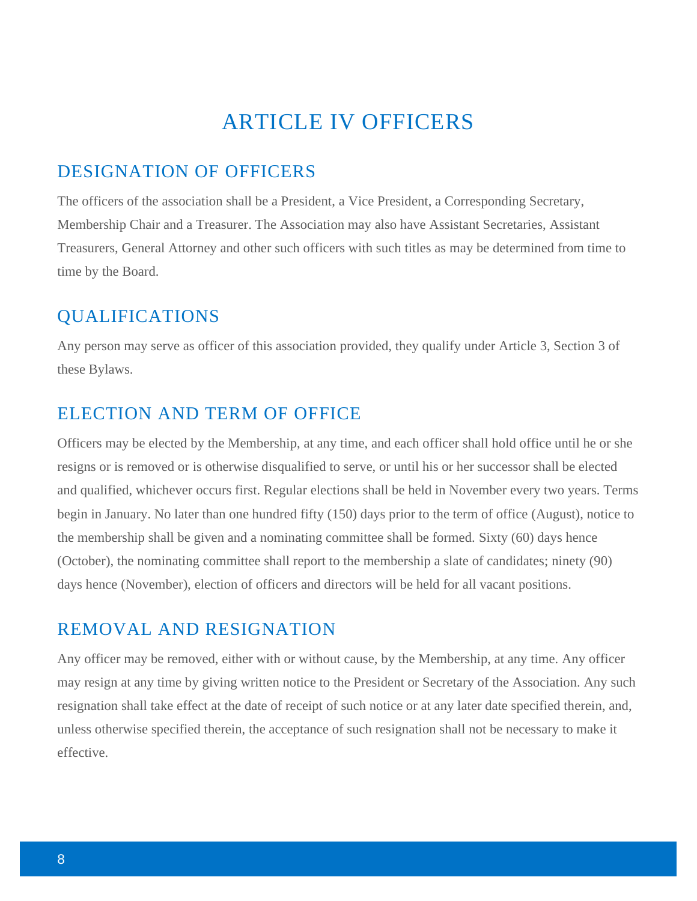# ARTICLE IV OFFICERS

## DESIGNATION OF OFFICERS

The officers of the association shall be a President, a Vice President, a Corresponding Secretary, Membership Chair and a Treasurer. The Association may also have Assistant Secretaries, Assistant Treasurers, General Attorney and other such officers with such titles as may be determined from time to time by the Board.

## QUALIFICATIONS

Any person may serve as officer of this association provided, they qualify under Article 3, Section 3 of these Bylaws.

## ELECTION AND TERM OF OFFICE

Officers may be elected by the Membership, at any time, and each officer shall hold office until he or she resigns or is removed or is otherwise disqualified to serve, or until his or her successor shall be elected and qualified, whichever occurs first. Regular elections shall be held in November every two years. Terms begin in January. No later than one hundred fifty (150) days prior to the term of office (August), notice to the membership shall be given and a nominating committee shall be formed. Sixty (60) days hence (October), the nominating committee shall report to the membership a slate of candidates; ninety (90) days hence (November), election of officers and directors will be held for all vacant positions.

## REMOVAL AND RESIGNATION

Any officer may be removed, either with or without cause, by the Membership, at any time. Any officer may resign at any time by giving written notice to the President or Secretary of the Association. Any such resignation shall take effect at the date of receipt of such notice or at any later date specified therein, and, unless otherwise specified therein, the acceptance of such resignation shall not be necessary to make it effective.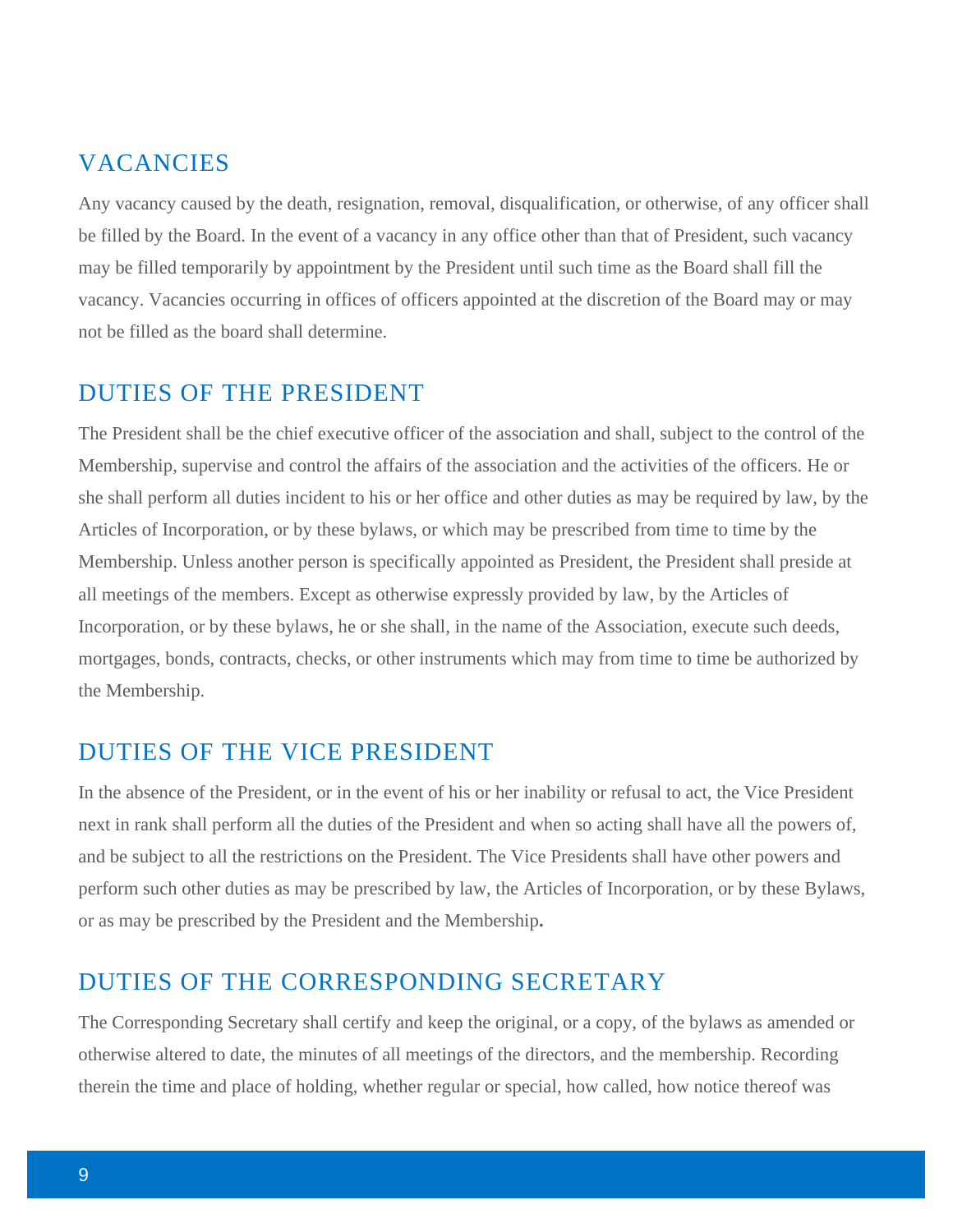## VACANCIES

Any vacancy caused by the death, resignation, removal, disqualification, or otherwise, of any officer shall be filled by the Board. In the event of a vacancy in any office other than that of President, such vacancy may be filled temporarily by appointment by the President until such time as the Board shall fill the vacancy. Vacancies occurring in offices of officers appointed at the discretion of the Board may or may not be filled as the board shall determine.

## DUTIES OF THE PRESIDENT

The President shall be the chief executive officer of the association and shall, subject to the control of the Membership, supervise and control the affairs of the association and the activities of the officers. He or she shall perform all duties incident to his or her office and other duties as may be required by law, by the Articles of Incorporation, or by these bylaws, or which may be prescribed from time to time by the Membership. Unless another person is specifically appointed as President, the President shall preside at all meetings of the members. Except as otherwise expressly provided by law, by the Articles of Incorporation, or by these bylaws, he or she shall, in the name of the Association, execute such deeds, mortgages, bonds, contracts, checks, or other instruments which may from time to time be authorized by the Membership.

## DUTIES OF THE VICE PRESIDENT

In the absence of the President, or in the event of his or her inability or refusal to act, the Vice President next in rank shall perform all the duties of the President and when so acting shall have all the powers of, and be subject to all the restrictions on the President. The Vice Presidents shall have other powers and perform such other duties as may be prescribed by law, the Articles of Incorporation, or by these Bylaws, or as may be prescribed by the President and the Membership**.**

## DUTIES OF THE CORRESPONDING SECRETARY

The Corresponding Secretary shall certify and keep the original, or a copy, of the bylaws as amended or otherwise altered to date, the minutes of all meetings of the directors, and the membership. Recording therein the time and place of holding, whether regular or special, how called, how notice thereof was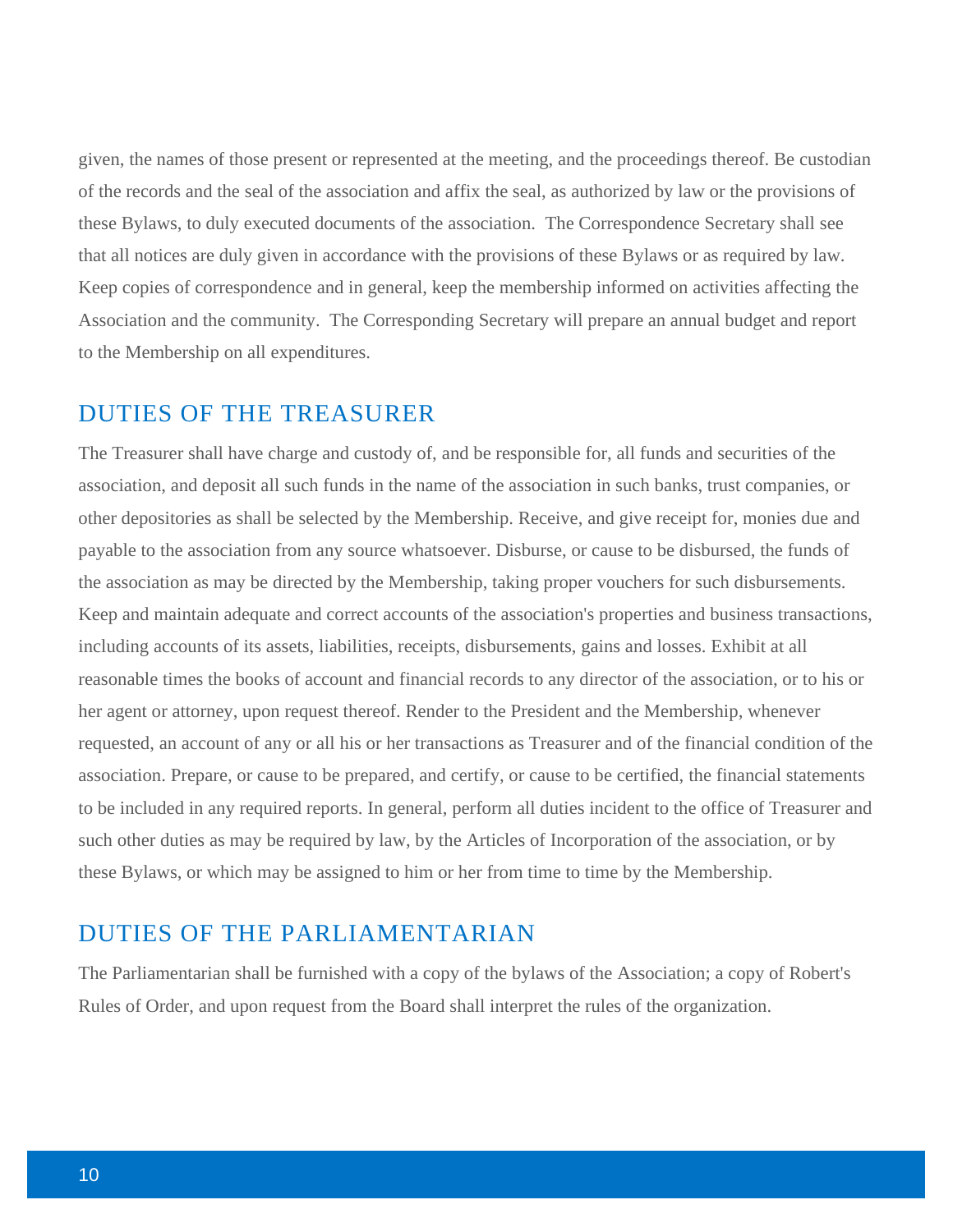given, the names of those present or represented at the meeting, and the proceedings thereof. Be custodian of the records and the seal of the association and affix the seal, as authorized by law or the provisions of these Bylaws, to duly executed documents of the association.  The Correspondence Secretary shall see that all notices are duly given in accordance with the provisions of these Bylaws or as required by law. Keep copies of correspondence and in general, keep the membership informed on activities affecting the Association and the community.  The Corresponding Secretary will prepare an annual budget and report to the Membership on all expenditures.

## DUTIES OF THE TREASURER

The Treasurer shall have charge and custody of, and be responsible for, all funds and securities of the association, and deposit all such funds in the name of the association in such banks, trust companies, or other depositories as shall be selected by the Membership. Receive, and give receipt for, monies due and payable to the association from any source whatsoever. Disburse, or cause to be disbursed, the funds of the association as may be directed by the Membership, taking proper vouchers for such disbursements. Keep and maintain adequate and correct accounts of the association's properties and business transactions, including accounts of its assets, liabilities, receipts, disbursements, gains and losses. Exhibit at all reasonable times the books of account and financial records to any director of the association, or to his or her agent or attorney, upon request thereof. Render to the President and the Membership, whenever requested, an account of any or all his or her transactions as Treasurer and of the financial condition of the association. Prepare, or cause to be prepared, and certify, or cause to be certified, the financial statements to be included in any required reports. In general, perform all duties incident to the office of Treasurer and such other duties as may be required by law, by the Articles of Incorporation of the association, or by these Bylaws, or which may be assigned to him or her from time to time by the Membership.

## DUTIES OF THE PARLIAMENTARIAN

The Parliamentarian shall be furnished with a copy of the bylaws of the Association; a copy of Robert's Rules of Order, and upon request from the Board shall interpret the rules of the organization.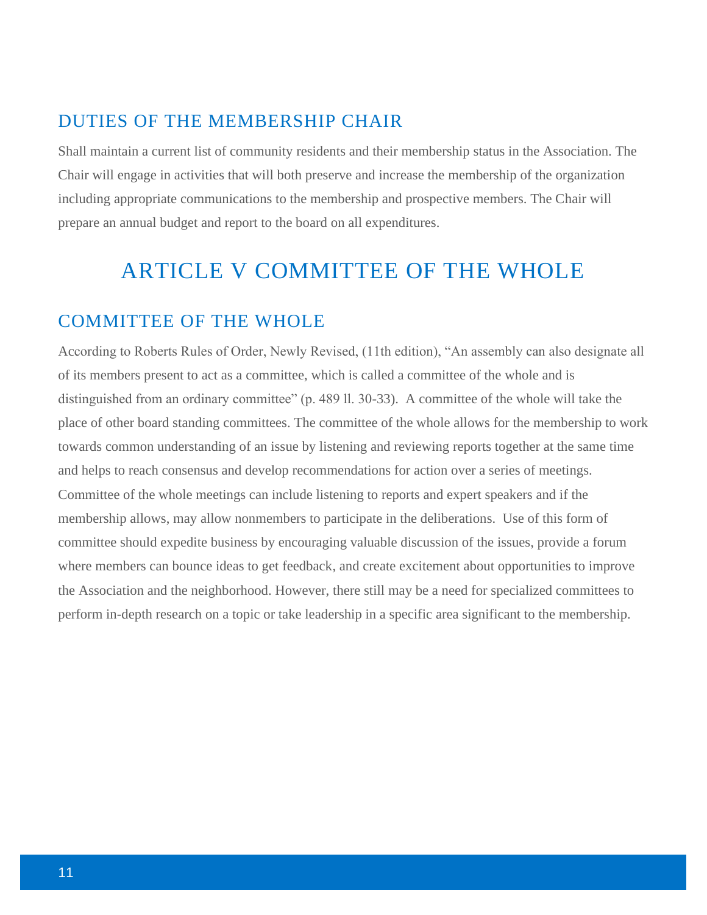## DUTIES OF THE MEMBERSHIP CHAIR

Shall maintain a current list of community residents and their membership status in the Association. The Chair will engage in activities that will both preserve and increase the membership of the organization including appropriate communications to the membership and prospective members. The Chair will prepare an annual budget and report to the board on all expenditures.

# ARTICLE V COMMITTEE OF THE WHOLE

## COMMITTEE OF THE WHOLE

According to Roberts Rules of Order, Newly Revised, (11th edition), "An assembly can also designate all of its members present to act as a committee, which is called a committee of the whole and is distinguished from an ordinary committee" (p. 489 ll. 30-33). A committee of the whole will take the place of other board standing committees. The committee of the whole allows for the membership to work towards common understanding of an issue by listening and reviewing reports together at the same time and helps to reach consensus and develop recommendations for action over a series of meetings. Committee of the whole meetings can include listening to reports and expert speakers and if the membership allows, may allow nonmembers to participate in the deliberations. Use of this form of committee should expedite business by encouraging valuable discussion of the issues, provide a forum where members can bounce ideas to get feedback, and create excitement about opportunities to improve the Association and the neighborhood. However, there still may be a need for specialized committees to perform in-depth research on a topic or take leadership in a specific area significant to the membership.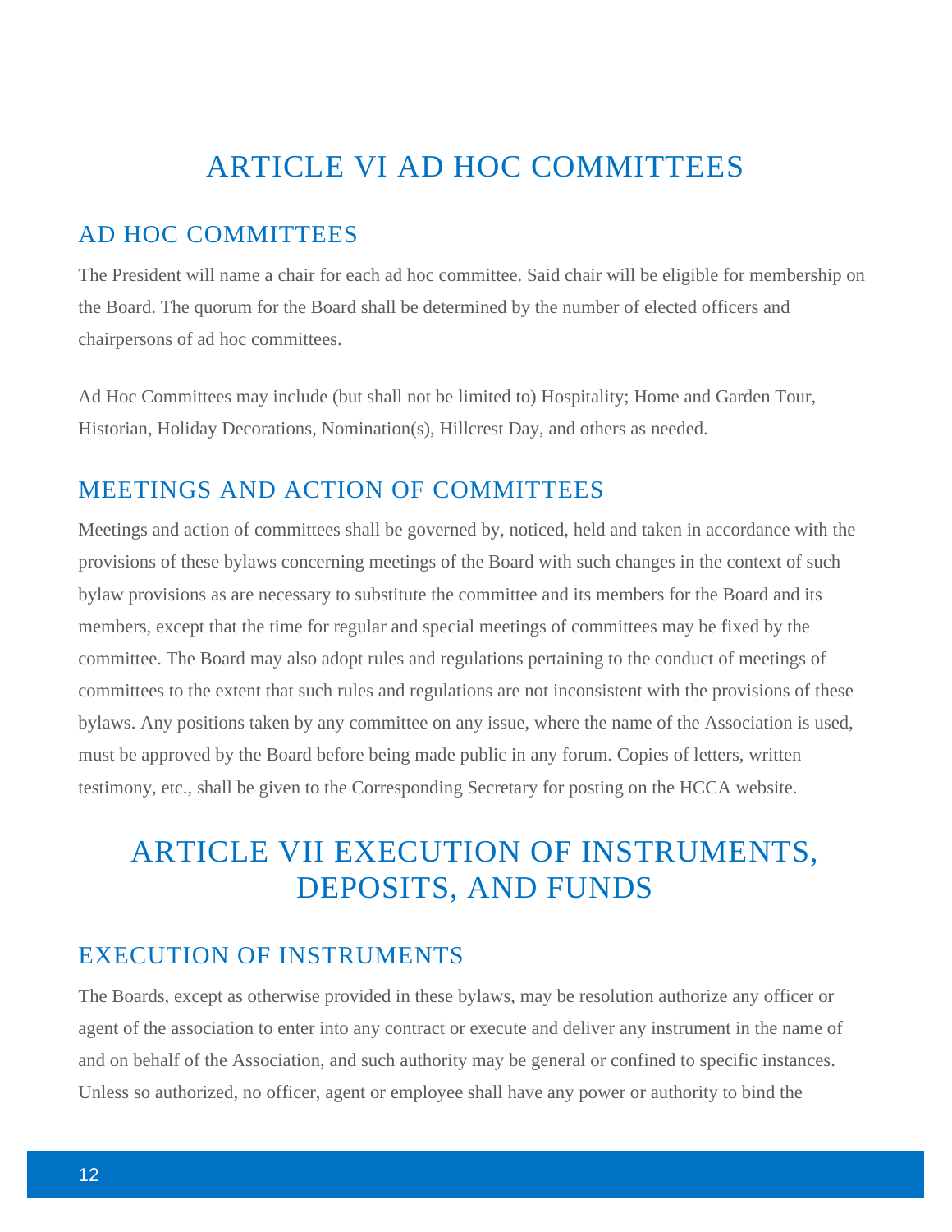# ARTICLE VI AD HOC COMMITTEES

## AD HOC COMMITTEES

The President will name a chair for each ad hoc committee. Said chair will be eligible for membership on the Board. The quorum for the Board shall be determined by the number of elected officers and chairpersons of ad hoc committees.

Ad Hoc Committees may include (but shall not be limited to) Hospitality; Home and Garden Tour, Historian, Holiday Decorations, Nomination(s), Hillcrest Day, and others as needed.

## MEETINGS AND ACTION OF COMMITTEES

Meetings and action of committees shall be governed by, noticed, held and taken in accordance with the provisions of these bylaws concerning meetings of the Board with such changes in the context of such bylaw provisions as are necessary to substitute the committee and its members for the Board and its members, except that the time for regular and special meetings of committees may be fixed by the committee. The Board may also adopt rules and regulations pertaining to the conduct of meetings of committees to the extent that such rules and regulations are not inconsistent with the provisions of these bylaws. Any positions taken by any committee on any issue, where the name of the Association is used, must be approved by the Board before being made public in any forum. Copies of letters, written testimony, etc., shall be given to the Corresponding Secretary for posting on the HCCA website.

# ARTICLE VII EXECUTION OF INSTRUMENTS, DEPOSITS, AND FUNDS

## EXECUTION OF INSTRUMENTS

The Boards, except as otherwise provided in these bylaws, may be resolution authorize any officer or agent of the association to enter into any contract or execute and deliver any instrument in the name of and on behalf of the Association, and such authority may be general or confined to specific instances. Unless so authorized, no officer, agent or employee shall have any power or authority to bind the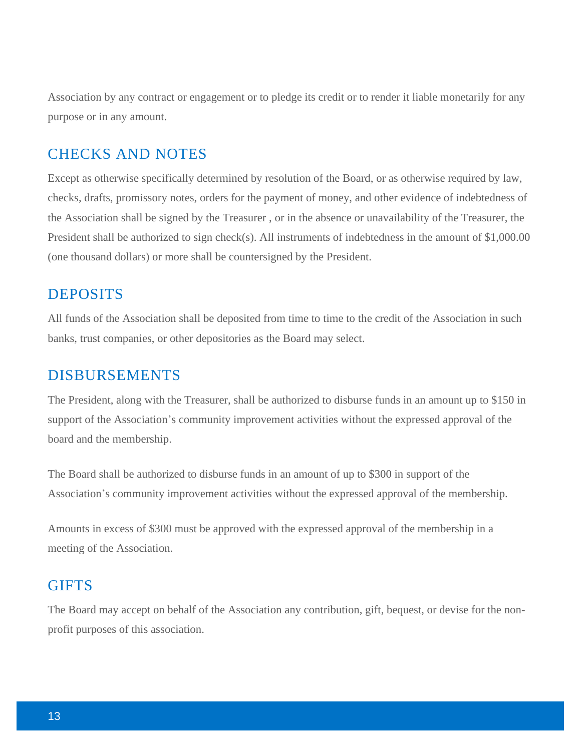Association by any contract or engagement or to pledge its credit or to render it liable monetarily for any purpose or in any amount.

## CHECKS AND NOTES

Except as otherwise specifically determined by resolution of the Board, or as otherwise required by law, checks, drafts, promissory notes, orders for the payment of money, and other evidence of indebtedness of the Association shall be signed by the Treasurer , or in the absence or unavailability of the Treasurer, the President shall be authorized to sign check(s). All instruments of indebtedness in the amount of $1,000.00 (one thousand dollars) or more shall be countersigned by the President.

## DEPOSITS

All funds of the Association shall be deposited from time to time to the credit of the Association in such banks, trust companies, or other depositories as the Board may select.

## DISBURSEMENTS

The President, along with the Treasurer, shall be authorized to disburse funds in an amount up to $150 in support of the Association's community improvement activities without the expressed approval of the board and the membership.

The Board shall be authorized to disburse funds in an amount of up to $300 in support of the Association's community improvement activities without the expressed approval of the membership.

Amounts in excess of $300 must be approved with the expressed approval of the membership in a meeting of the Association.

## GIFTS

The Board may accept on behalf of the Association any contribution, gift, bequest, or devise for the non-profit purposes of this association.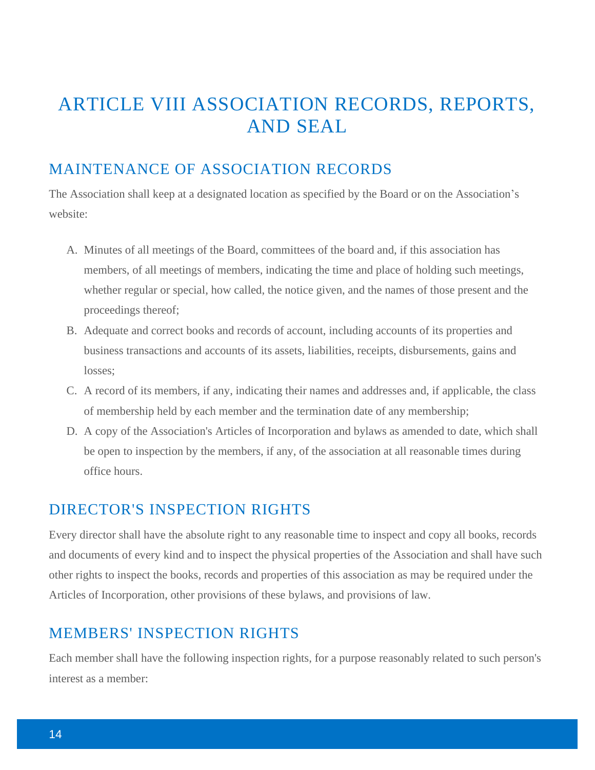# ARTICLE VIII ASSOCIATION RECORDS, REPORTS, AND SEAL

## MAINTENANCE OF ASSOCIATION RECORDS

The Association shall keep at a designated location as specified by the Board or on the Association's website:

A. Minutes of all meetings of the Board, committees of the board and, if this association has members, of all meetings of members, indicating the time and place of holding such meetings, whether regular or special, how called, the notice given, and the names of those present and the proceedings thereof;
B. Adequate and correct books and records of account, including accounts of its properties and business transactions and accounts of its assets, liabilities, receipts, disbursements, gains and losses;
C. A record of its members, if any, indicating their names and addresses and, if applicable, the class of membership held by each member and the termination date of any membership;
D. A copy of the Association's Articles of Incorporation and bylaws as amended to date, which shall be open to inspection by the members, if any, of the association at all reasonable times during office hours.

## DIRECTOR'S INSPECTION RIGHTS

Every director shall have the absolute right to any reasonable time to inspect and copy all books, records and documents of every kind and to inspect the physical properties of the Association and shall have such other rights to inspect the books, records and properties of this association as may be required under the Articles of Incorporation, other provisions of these bylaws, and provisions of law.

## MEMBERS' INSPECTION RIGHTS

Each member shall have the following inspection rights, for a purpose reasonably related to such person's interest as a member: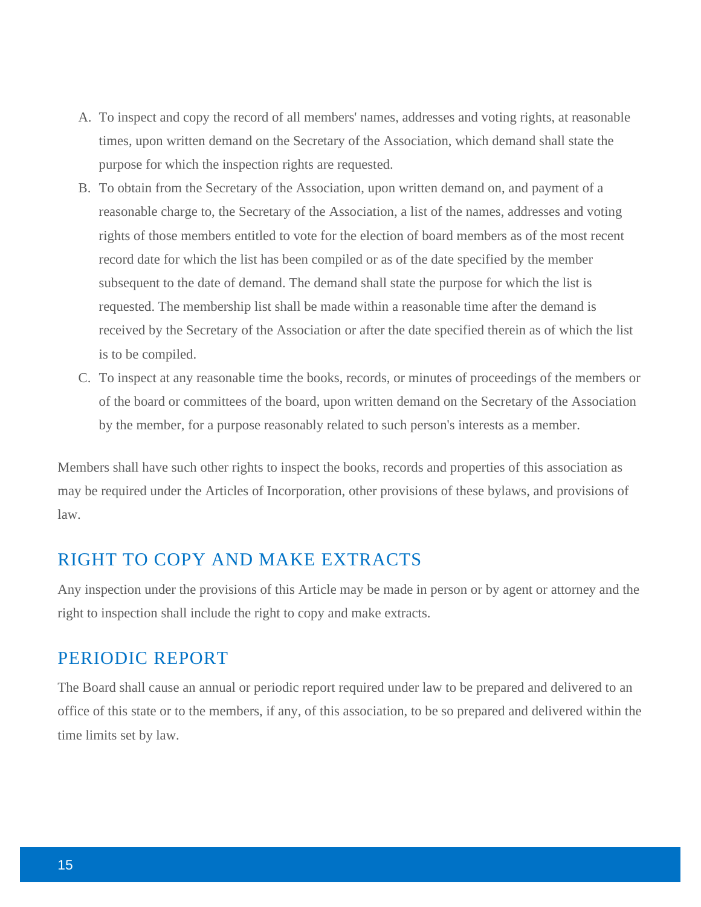A. To inspect and copy the record of all members' names, addresses and voting rights, at reasonable times, upon written demand on the Secretary of the Association, which demand shall state the purpose for which the inspection rights are requested.
B. To obtain from the Secretary of the Association, upon written demand on, and payment of a reasonable charge to, the Secretary of the Association, a list of the names, addresses and voting rights of those members entitled to vote for the election of board members as of the most recent record date for which the list has been compiled or as of the date specified by the member subsequent to the date of demand. The demand shall state the purpose for which the list is requested. The membership list shall be made within a reasonable time after the demand is received by the Secretary of the Association or after the date specified therein as of which the list is to be compiled.
C. To inspect at any reasonable time the books, records, or minutes of proceedings of the members or of the board or committees of the board, upon written demand on the Secretary of the Association by the member, for a purpose reasonably related to such person's interests as a member.

Members shall have such other rights to inspect the books, records and properties of this association as may be required under the Articles of Incorporation, other provisions of these bylaws, and provisions of law.

## RIGHT TO COPY AND MAKE EXTRACTS

Any inspection under the provisions of this Article may be made in person or by agent or attorney and the right to inspection shall include the right to copy and make extracts.

## PERIODIC REPORT

The Board shall cause an annual or periodic report required under law to be prepared and delivered to an office of this state or to the members, if any, of this association, to be so prepared and delivered within the time limits set by law.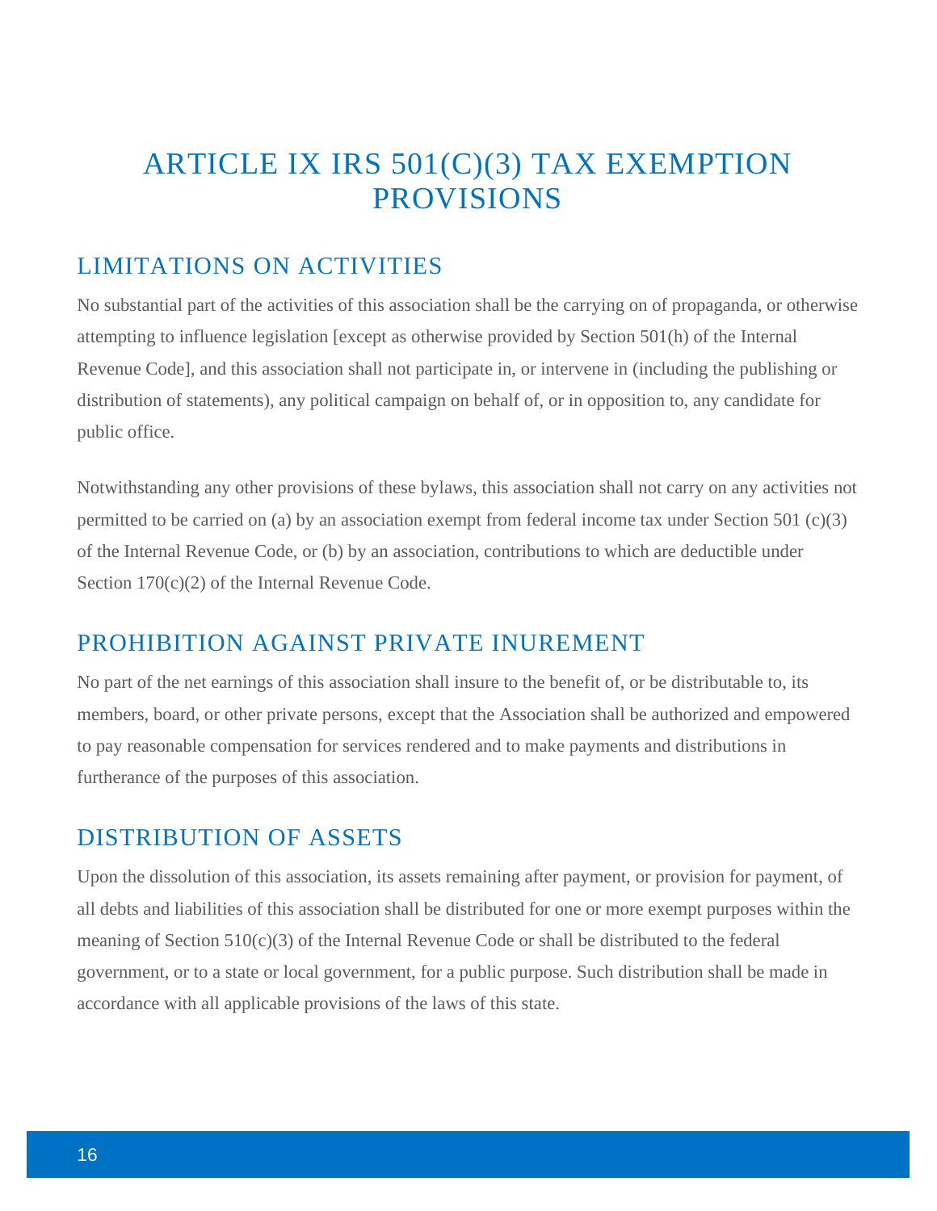# ARTICLE IX IRS 501(C)(3) TAX EXEMPTION PROVISIONS

## LIMITATIONS ON ACTIVITIES

No substantial part of the activities of this association shall be the carrying on of propaganda, or otherwise attempting to influence legislation [except as otherwise provided by Section 501(h) of the Internal Revenue Code], and this association shall not participate in, or intervene in (including the publishing or distribution of statements), any political campaign on behalf of, or in opposition to, any candidate for public office.

Notwithstanding any other provisions of these bylaws, this association shall not carry on any activities not permitted to be carried on (a) by an association exempt from federal income tax under Section 501 (c)(3) of the Internal Revenue Code, or (b) by an association, contributions to which are deductible under Section 170(c)(2) of the Internal Revenue Code.

## PROHIBITION AGAINST PRIVATE INUREMENT

No part of the net earnings of this association shall insure to the benefit of, or be distributable to, its members, board, or other private persons, except that the Association shall be authorized and empowered to pay reasonable compensation for services rendered and to make payments and distributions in furtherance of the purposes of this association.

## DISTRIBUTION OF ASSETS

Upon the dissolution of this association, its assets remaining after payment, or provision for payment, of all debts and liabilities of this association shall be distributed for one or more exempt purposes within the meaning of Section 510(c)(3) of the Internal Revenue Code or shall be distributed to the federal government, or to a state or local government, for a public purpose. Such distribution shall be made in accordance with all applicable provisions of the laws of this state.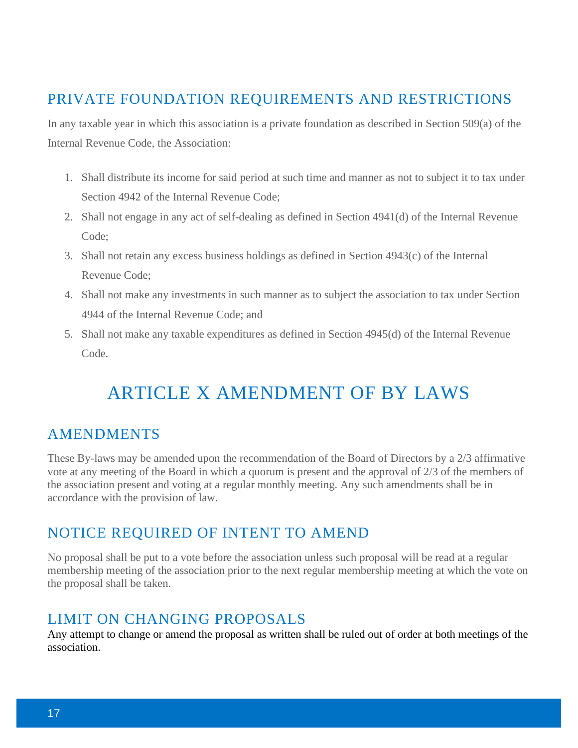## PRIVATE FOUNDATION REQUIREMENTS AND RESTRICTIONS

In any taxable year in which this association is a private foundation as described in Section 509(a) of the Internal Revenue Code, the Association:

1. Shall distribute its income for said period at such time and manner as not to subject it to tax under Section 4942 of the Internal Revenue Code;
2. Shall not engage in any act of self-dealing as defined in Section 4941(d) of the Internal Revenue Code;
3. Shall not retain any excess business holdings as defined in Section 4943(c) of the Internal Revenue Code;
4. Shall not make any investments in such manner as to subject the association to tax under Section 4944 of the Internal Revenue Code; and
5. Shall not make any taxable expenditures as defined in Section 4945(d) of the Internal Revenue Code.

# ARTICLE X AMENDMENT OF BY LAWS

## AMENDMENTS

These By-laws may be amended upon the recommendation of the Board of Directors by a 2/3 affirmative vote at any meeting of the Board in which a quorum is present and the approval of 2/3 of the members of the association present and voting at a regular monthly meeting. Any such amendments shall be in accordance with the provision of law.

## NOTICE REQUIRED OF INTENT TO AMEND

No proposal shall be put to a vote before the association unless such proposal will be read at a regular membership meeting of the association prior to the next regular membership meeting at which the vote on the proposal shall be taken.

## LIMIT ON CHANGING PROPOSALS

Any attempt to change or amend the proposal as written shall be ruled out of order at both meetings of the association.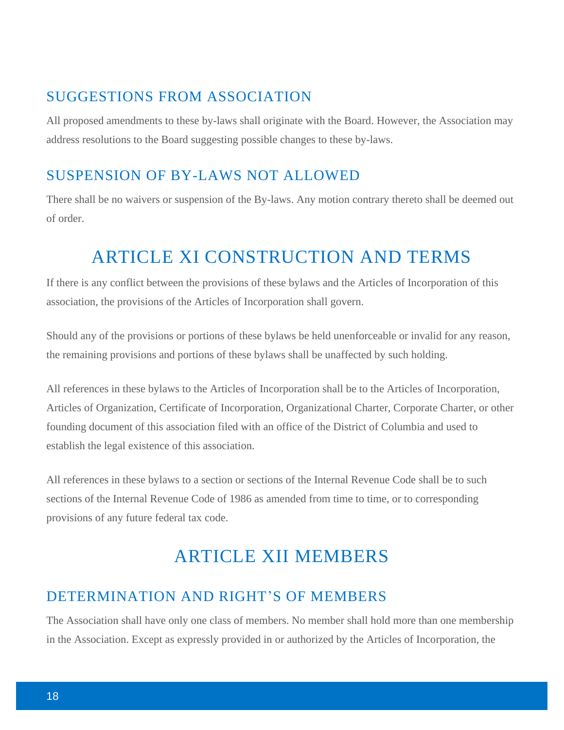### SUGGESTIONS FROM ASSOCIATION

All proposed amendments to these by-laws shall originate with the Board. However, the Association may address resolutions to the Board suggesting possible changes to these by-laws.

### SUSPENSION OF BY-LAWS NOT ALLOWED

There shall be no waivers or suspension of the By-laws. Any motion contrary thereto shall be deemed out of order.

## ARTICLE XI CONSTRUCTION AND TERMS

If there is any conflict between the provisions of these bylaws and the Articles of Incorporation of this association, the provisions of the Articles of Incorporation shall govern.

Should any of the provisions or portions of these bylaws be held unenforceable or invalid for any reason, the remaining provisions and portions of these bylaws shall be unaffected by such holding.

All references in these bylaws to the Articles of Incorporation shall be to the Articles of Incorporation, Articles of Organization, Certificate of Incorporation, Organizational Charter, Corporate Charter, or other founding document of this association filed with an office of the District of Columbia and used to establish the legal existence of this association.

All references in these bylaws to a section or sections of the Internal Revenue Code shall be to such sections of the Internal Revenue Code of 1986 as amended from time to time, or to corresponding provisions of any future federal tax code.

## ARTICLE XII MEMBERS

### DETERMINATION AND RIGHT'S OF MEMBERS

The Association shall have only one class of members. No member shall hold more than one membership in the Association. Except as expressly provided in or authorized by the Articles of Incorporation, the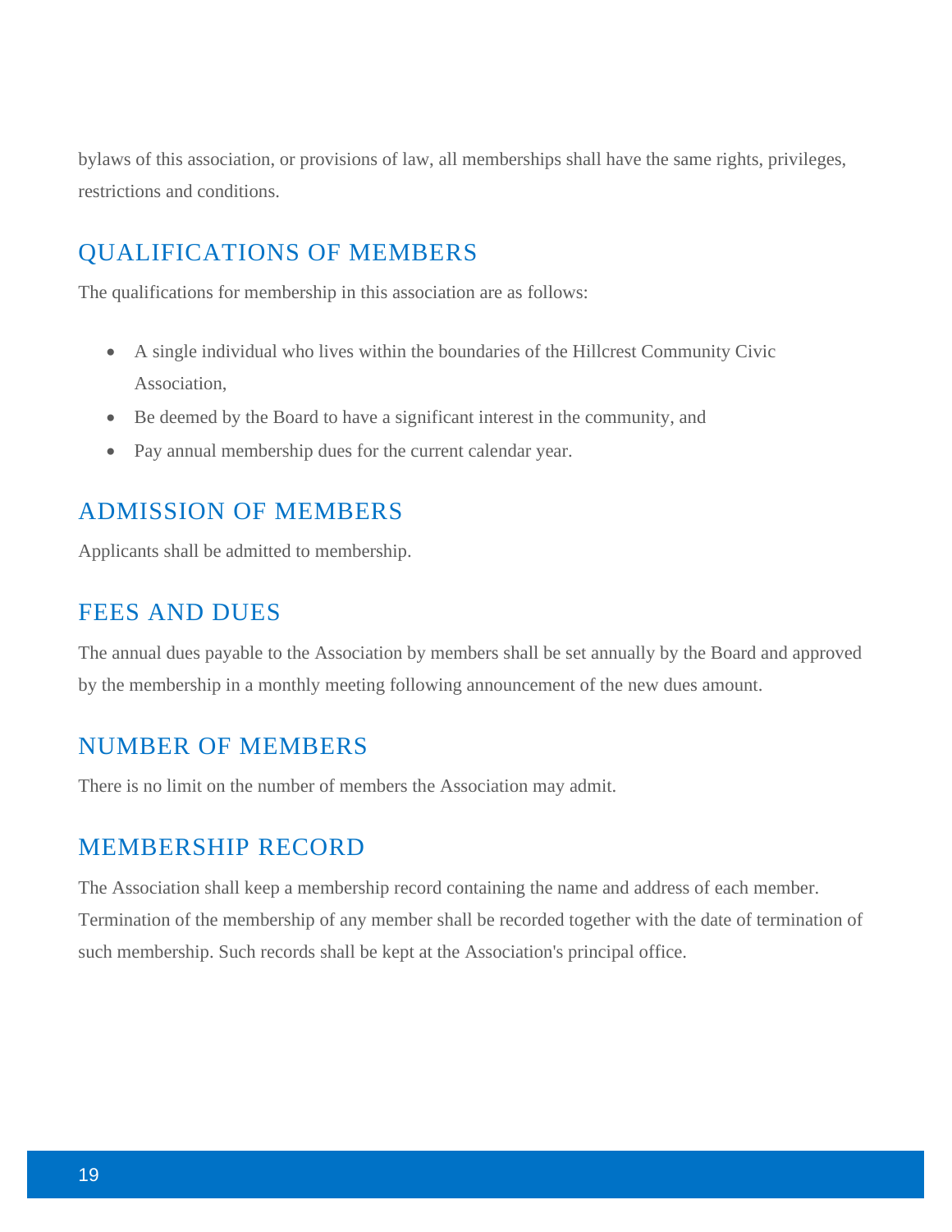bylaws of this association, or provisions of law, all memberships shall have the same rights, privileges, restrictions and conditions.

## QUALIFICATIONS OF MEMBERS

The qualifications for membership in this association are as follows:

- A single individual who lives within the boundaries of the Hillcrest Community Civic Association,
- Be deemed by the Board to have a significant interest in the community, and
- Pay annual membership dues for the current calendar year.

## ADMISSION OF MEMBERS

Applicants shall be admitted to membership.

## FEES AND DUES

The annual dues payable to the Association by members shall be set annually by the Board and approved by the membership in a monthly meeting following announcement of the new dues amount.

## NUMBER OF MEMBERS

There is no limit on the number of members the Association may admit.

## MEMBERSHIP RECORD

The Association shall keep a membership record containing the name and address of each member. Termination of the membership of any member shall be recorded together with the date of termination of such membership. Such records shall be kept at the Association's principal office.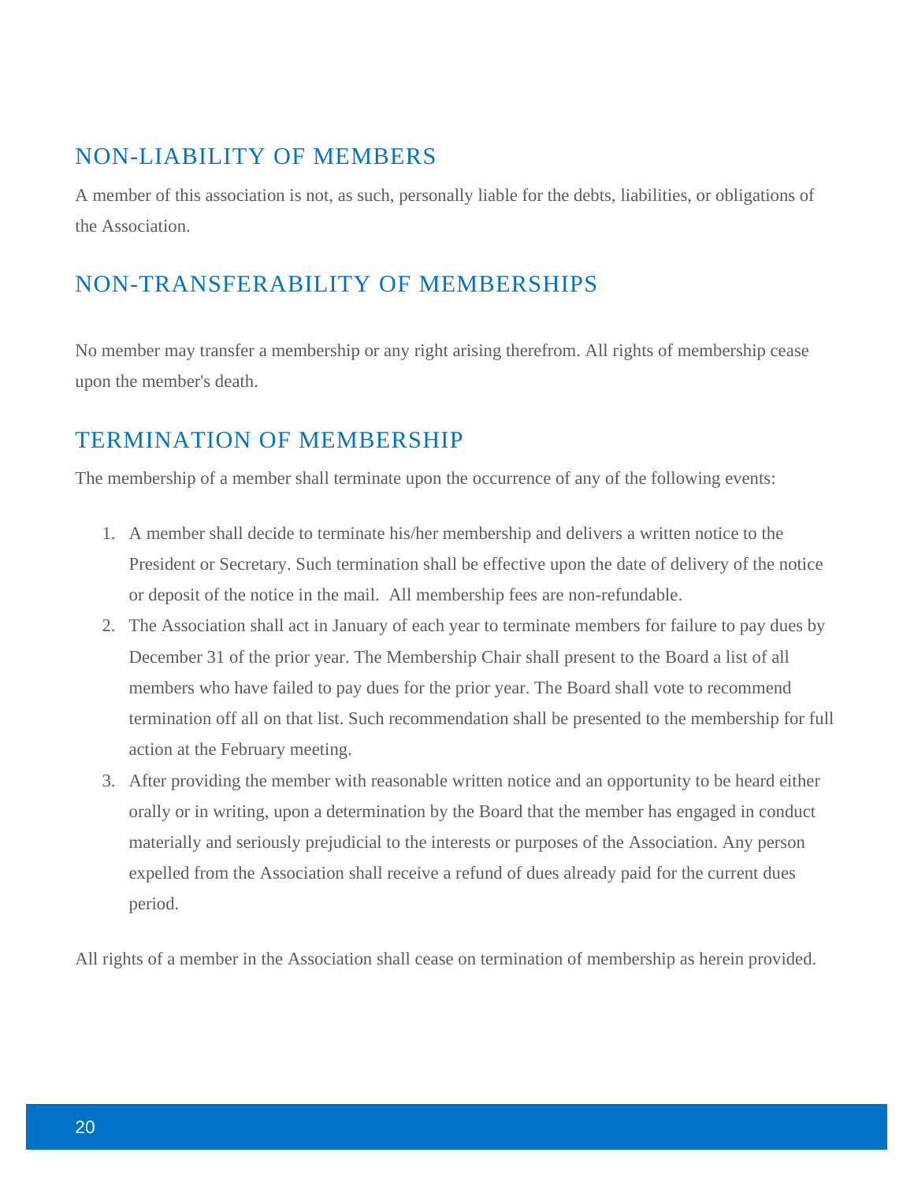## NON-LIABILITY OF MEMBERS

A member of this association is not, as such, personally liable for the debts, liabilities, or obligations of the Association.

## NON-TRANSFERABILITY OF MEMBERSHIPS

No member may transfer a membership or any right arising therefrom. All rights of membership cease upon the member's death.

## TERMINATION OF MEMBERSHIP

The membership of a member shall terminate upon the occurrence of any of the following events:

1. A member shall decide to terminate his/her membership and delivers a written notice to the President or Secretary. Such termination shall be effective upon the date of delivery of the notice or deposit of the notice in the mail. All membership fees are non-refundable.
2. The Association shall act in January of each year to terminate members for failure to pay dues by December 31 of the prior year. The Membership Chair shall present to the Board a list of all members who have failed to pay dues for the prior year. The Board shall vote to recommend termination off all on that list. Such recommendation shall be presented to the membership for full action at the February meeting.
3. After providing the member with reasonable written notice and an opportunity to be heard either orally or in writing, upon a determination by the Board that the member has engaged in conduct materially and seriously prejudicial to the interests or purposes of the Association. Any person expelled from the Association shall receive a refund of dues already paid for the current dues period.

All rights of a member in the Association shall cease on termination of membership as herein provided.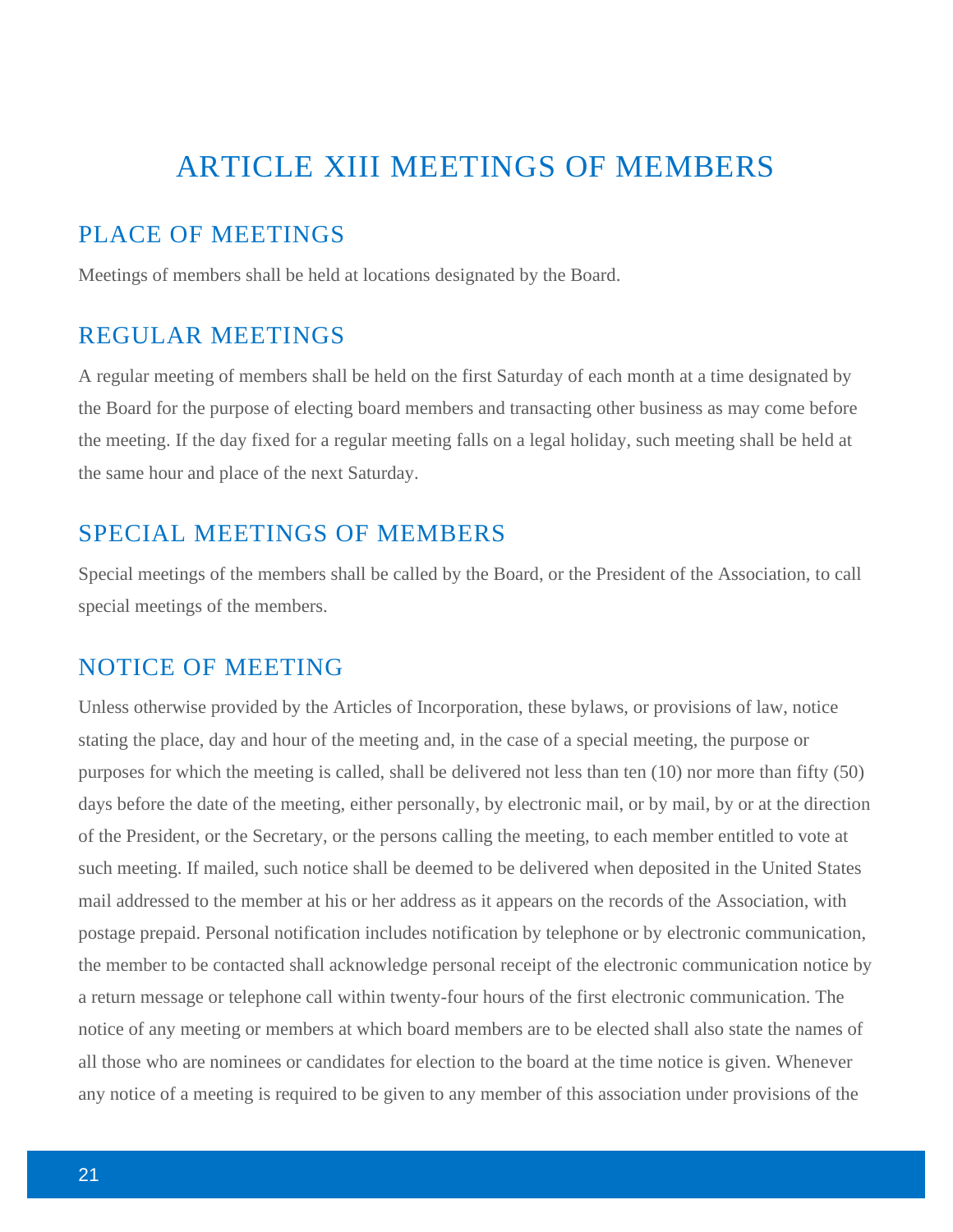# ARTICLE XIII MEETINGS OF MEMBERS

## PLACE OF MEETINGS

Meetings of members shall be held at locations designated by the Board.

## REGULAR MEETINGS

A regular meeting of members shall be held on the first Saturday of each month at a time designated by the Board for the purpose of electing board members and transacting other business as may come before the meeting. If the day fixed for a regular meeting falls on a legal holiday, such meeting shall be held at the same hour and place of the next Saturday.

## SPECIAL MEETINGS OF MEMBERS

Special meetings of the members shall be called by the Board, or the President of the Association, to call special meetings of the members.

## NOTICE OF MEETING

Unless otherwise provided by the Articles of Incorporation, these bylaws, or provisions of law, notice stating the place, day and hour of the meeting and, in the case of a special meeting, the purpose or purposes for which the meeting is called, shall be delivered not less than ten (10) nor more than fifty (50) days before the date of the meeting, either personally, by electronic mail, or by mail, by or at the direction of the President, or the Secretary, or the persons calling the meeting, to each member entitled to vote at such meeting. If mailed, such notice shall be deemed to be delivered when deposited in the United States mail addressed to the member at his or her address as it appears on the records of the Association, with postage prepaid. Personal notification includes notification by telephone or by electronic communication, the member to be contacted shall acknowledge personal receipt of the electronic communication notice by a return message or telephone call within twenty-four hours of the first electronic communication. The notice of any meeting or members at which board members are to be elected shall also state the names of all those who are nominees or candidates for election to the board at the time notice is given. Whenever any notice of a meeting is required to be given to any member of this association under provisions of the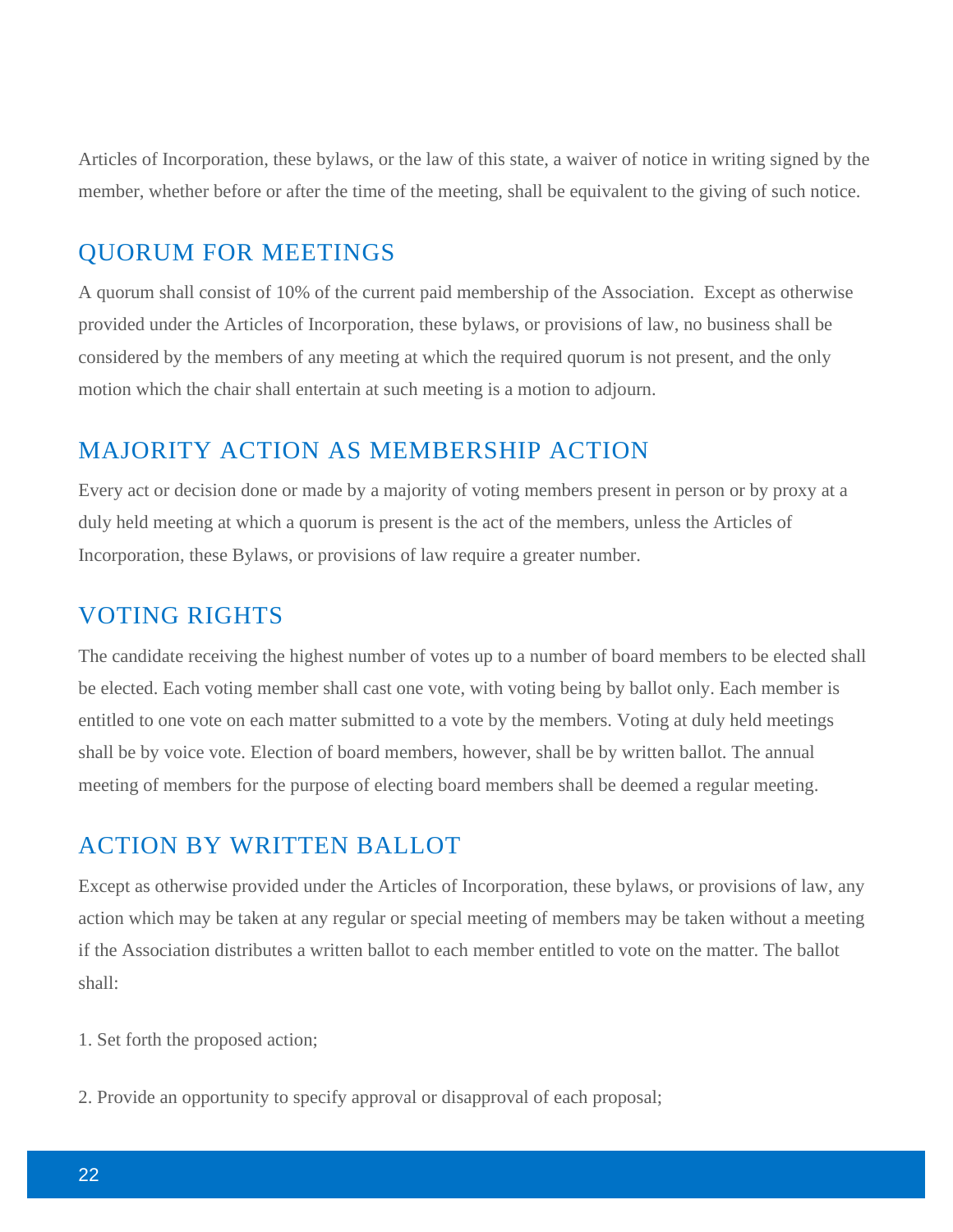Articles of Incorporation, these bylaws, or the law of this state, a waiver of notice in writing signed by the member, whether before or after the time of the meeting, shall be equivalent to the giving of such notice.

## QUORUM FOR MEETINGS

A quorum shall consist of 10% of the current paid membership of the Association. Except as otherwise provided under the Articles of Incorporation, these bylaws, or provisions of law, no business shall be considered by the members of any meeting at which the required quorum is not present, and the only motion which the chair shall entertain at such meeting is a motion to adjourn.

## MAJORITY ACTION AS MEMBERSHIP ACTION

Every act or decision done or made by a majority of voting members present in person or by proxy at a duly held meeting at which a quorum is present is the act of the members, unless the Articles of Incorporation, these Bylaws, or provisions of law require a greater number.

## VOTING RIGHTS

The candidate receiving the highest number of votes up to a number of board members to be elected shall be elected. Each voting member shall cast one vote, with voting being by ballot only. Each member is entitled to one vote on each matter submitted to a vote by the members. Voting at duly held meetings shall be by voice vote. Election of board members, however, shall be by written ballot. The annual meeting of members for the purpose of electing board members shall be deemed a regular meeting.

## ACTION BY WRITTEN BALLOT

Except as otherwise provided under the Articles of Incorporation, these bylaws, or provisions of law, any action which may be taken at any regular or special meeting of members may be taken without a meeting if the Association distributes a written ballot to each member entitled to vote on the matter. The ballot shall:

1. Set forth the proposed action;

2. Provide an opportunity to specify approval or disapproval of each proposal;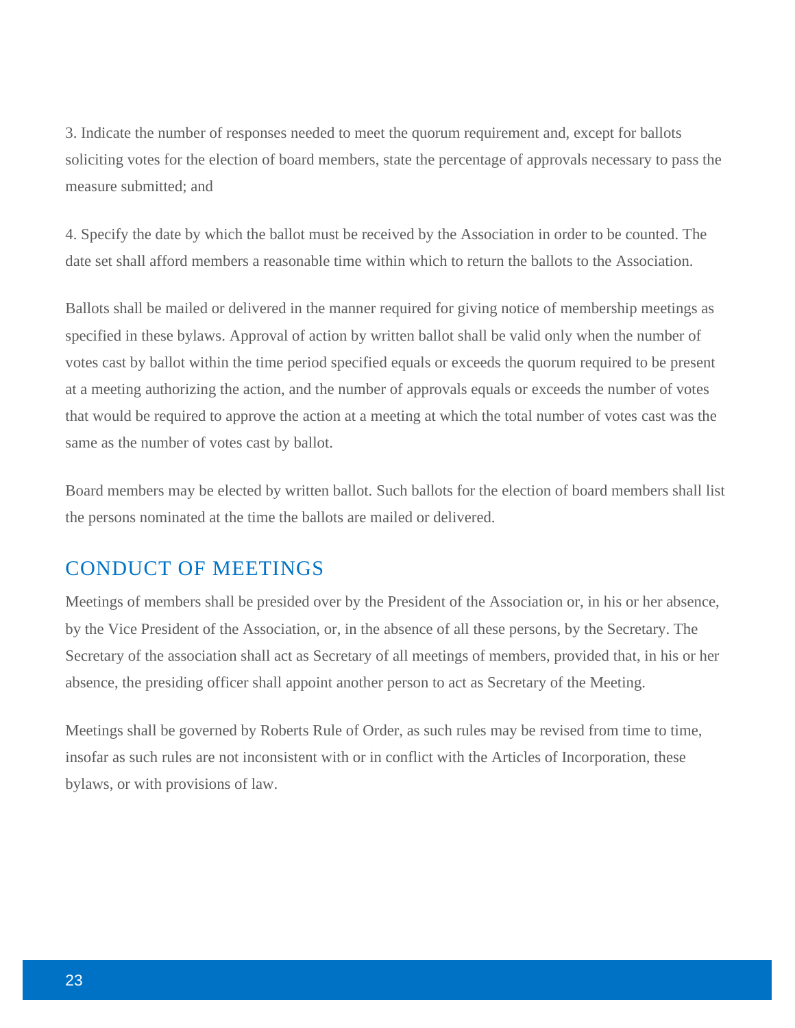3. Indicate the number of responses needed to meet the quorum requirement and, except for ballots soliciting votes for the election of board members, state the percentage of approvals necessary to pass the measure submitted; and

4. Specify the date by which the ballot must be received by the Association in order to be counted. The date set shall afford members a reasonable time within which to return the ballots to the Association.

Ballots shall be mailed or delivered in the manner required for giving notice of membership meetings as specified in these bylaws. Approval of action by written ballot shall be valid only when the number of votes cast by ballot within the time period specified equals or exceeds the quorum required to be present at a meeting authorizing the action, and the number of approvals equals or exceeds the number of votes that would be required to approve the action at a meeting at which the total number of votes cast was the same as the number of votes cast by ballot.

Board members may be elected by written ballot. Such ballots for the election of board members shall list the persons nominated at the time the ballots are mailed or delivered.

## CONDUCT OF MEETINGS

Meetings of members shall be presided over by the President of the Association or, in his or her absence, by the Vice President of the Association, or, in the absence of all these persons, by the Secretary. The Secretary of the association shall act as Secretary of all meetings of members, provided that, in his or her absence, the presiding officer shall appoint another person to act as Secretary of the Meeting.

Meetings shall be governed by Roberts Rule of Order, as such rules may be revised from time to time, insofar as such rules are not inconsistent with or in conflict with the Articles of Incorporation, these bylaws, or with provisions of law.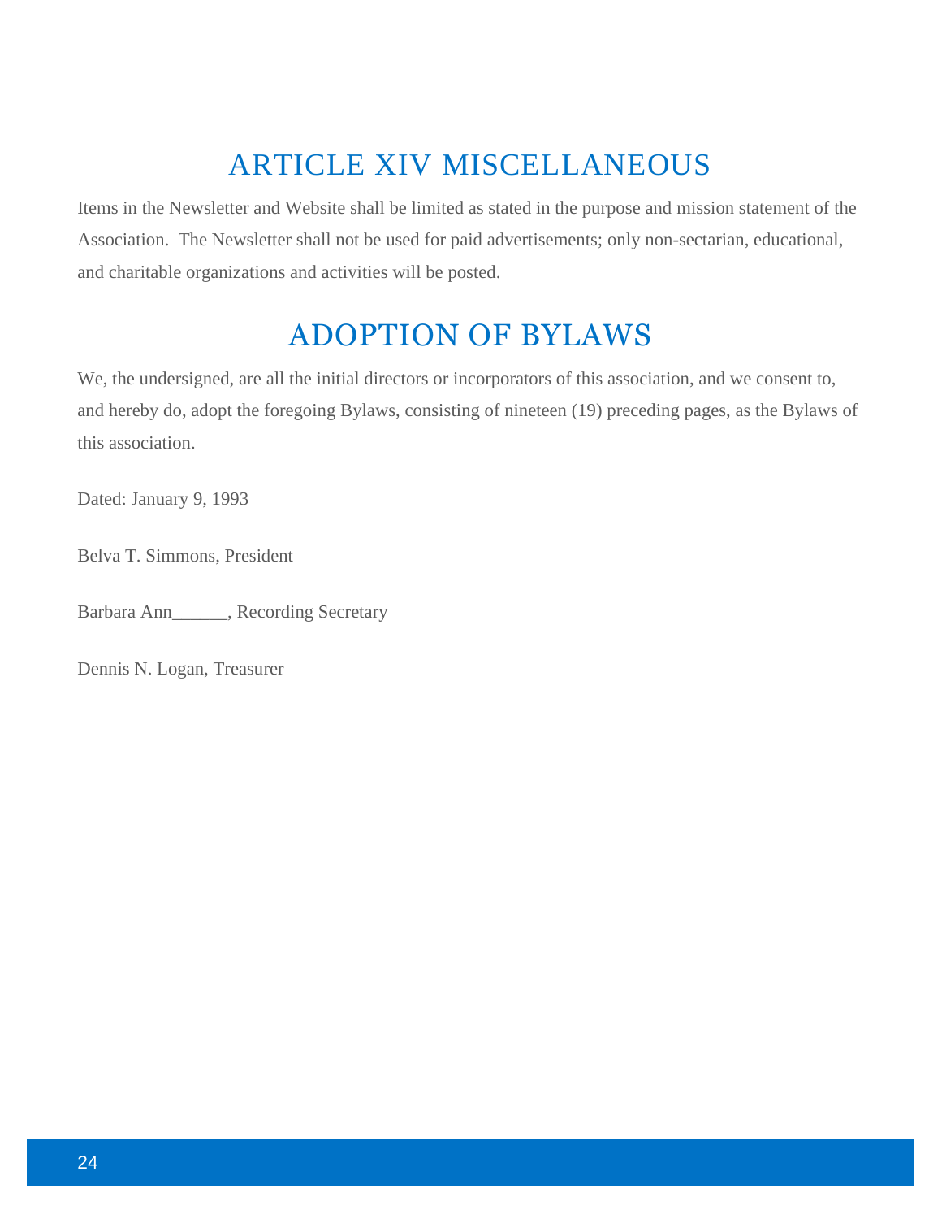## ARTICLE XIV MISCELLANEOUS

Items in the Newsletter and Website shall be limited as stated in the purpose and mission statement of the Association. The Newsletter shall not be used for paid advertisements; only non-sectarian, educational, and charitable organizations and activities will be posted.

## ADOPTION OF BYLAWS

We, the undersigned, are all the initial directors or incorporators of this association, and we consent to, and hereby do, adopt the foregoing Bylaws, consisting of nineteen (19) preceding pages, as the Bylaws of this association.

Dated: January 9, 1993

Belva T. Simmons, President

Barbara Ann______, Recording Secretary

Dennis N. Logan, Treasurer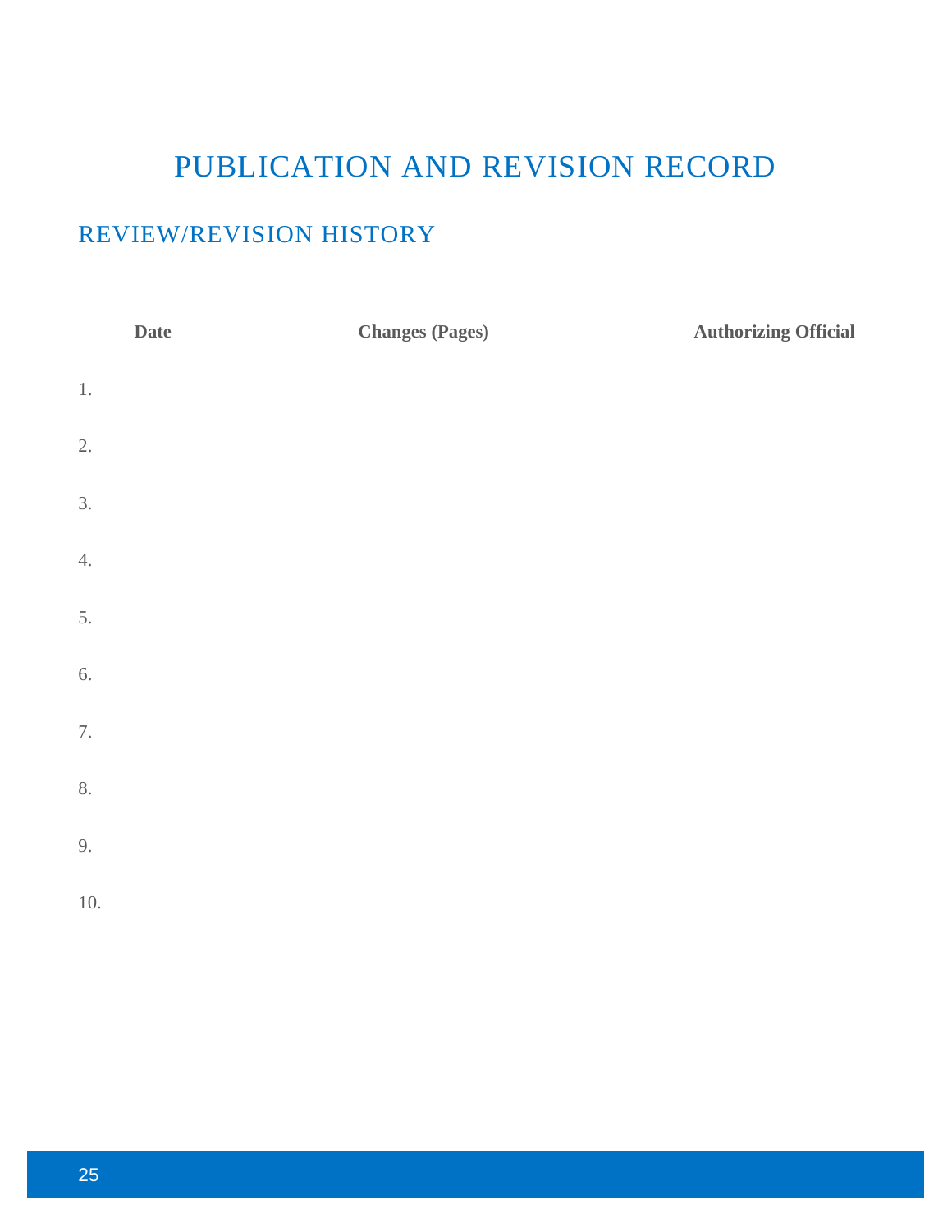# PUBLICATION AND REVISION RECORD

## REVIEW/REVISION HISTORY

| | Date | Changes (Pages) | Authorizing Official |
|---|---|---|---|
| 1. | | | |
| 2. | | | |
| 3. | | | |
| 4. | | | |
| 5. | | | |
| 6. | | | |
| 7. | | | |
| 8. | | | |
| 9. | | | |
| 10. | | | |